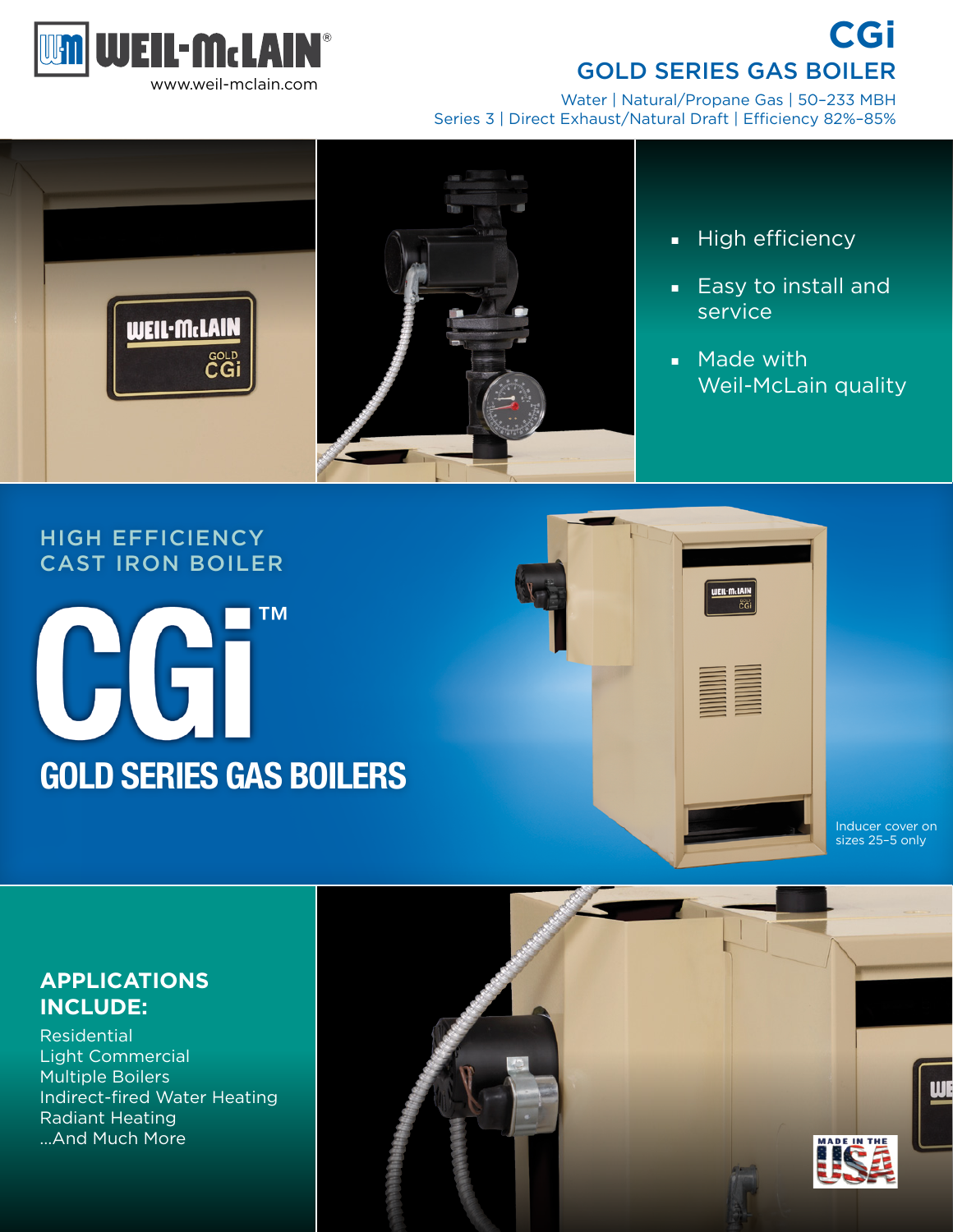WEIL-McLAIN®

www.weil-mclain.com

# CGi

## GOLD SERIES GAS BOILER

Water | Natural/Propane Gas | 50–233 MBH
Series 3 | Direct Exhaust/Natural Draft | Efficiency 82%–85%

- High efficiency
- Easy to install and service
- Made with Weil-McLain quality

HIGH EFFICIENCY CAST IRON BOILER

# CGi™

## GOLD SERIES GAS BOILERS

Inducer cover on sizes 25–5 only

### APPLICATIONS INCLUDE:

Residential
Light Commercial
Multiple Boilers
Indirect-fired Water Heating
Radiant Heating
...And Much More

MADE IN THE USA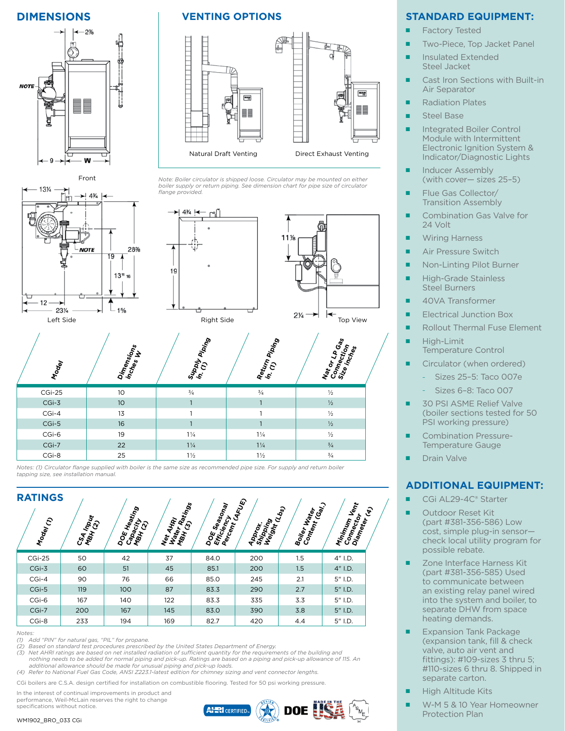## DIMENSIONS

Front

Left Side

Right Side

Top View

## VENTING OPTIONS

Natural Draft Venting

Direct Exhaust Venting

*Note: Boiler circulator is shipped loose. Circulator may be mounted on either boiler supply or return piping. See dimension chart for pipe size of circulator flange provided.*

| Model | Dimensions inches W | Supply Piping in. (1) | Return Piping in. (1) | Nat or LP Gas Connection Size inches |
|---|---|---|---|---|
| CGi-25 | 10 | ¾ | ¾ | ½ |
| CGi-3 | 10 | 1 | 1 | ½ |
| CGi-4 | 13 | 1 | 1 | ½ |
| CGi-5 | 16 | 1 | 1 | ½ |
| CGi-6 | 19 | 1¼ | 1¼ | ½ |
| CGi-7 | 22 | 1¼ | 1¼ | ¾ |
| CGi-8 | 25 | 1½ | 1½ | ¾ |

*Notes: (1) Circulator flange supplied with boiler is the same size as recommended pipe size. For supply and return boiler tapping size, see installation manual.*

## RATINGS

| Model (1) | CSA Input MBH (2) | DOE Heating Capacity MBH (2) | Net AHRI Water Ratings MBH (3) | DOE Seasonal Efficiency Percent (AFUE) | Approx. Shipping Weight (Lbs) | Boiler Water Content (Gal.) | Minimum Vent Connector Diameter (4) |
|---|---|---|---|---|---|---|---|
| CGi-25 | 50 | 42 | 37 | 84.0 | 200 | 1.5 | 4" I.D. |
| CGi-3 | 60 | 51 | 45 | 85.1 | 200 | 1.5 | 4" I.D. |
| CGi-4 | 90 | 76 | 66 | 85.0 | 245 | 2.1 | 5" I.D. |
| CGi-5 | 119 | 100 | 87 | 83.3 | 290 | 2.7 | 5" I.D. |
| CGi-6 | 167 | 140 | 122 | 83.3 | 335 | 3.3 | 5" I.D. |
| CGi-7 | 200 | 167 | 145 | 83.0 | 390 | 3.8 | 5" I.D. |
| CGi-8 | 233 | 194 | 169 | 82.7 | 420 | 4.4 | 5" I.D. |

*Notes:*
*(1) Add "PIN" for natural gas, "PIL" for propane.*
*(2) Based on standard test procedures prescribed by the United States Department of Energy.*
*(3) Net AHRI ratings are based on net installed radiation of sufficient quantity for the requirements of the building and nothing needs to be added for normal piping and pick-up. Ratings are based on a piping and pick-up allowance of 115. An additional allowance should be made for unusual piping and pick-up loads.*
*(4) Refer to National Fuel Gas Code, ANSI Z223.1-latest edition for chimney sizing and vent connector lengths.*

CGi boilers are C.S.A. design certified for installation on combustible flooring. Tested for 50 psi working pressure.

In the interest of continual improvements in product and performance, Weil-McLain reserves the right to change specifications without notice.

WM1902_BRO_033 CGi

## STANDARD EQUIPMENT:

- Factory Tested
- Two-Piece, Top Jacket Panel
- Insulated Extended Steel Jacket
- Cast Iron Sections with Built-in Air Separator
- Radiation Plates
- Steel Base
- Integrated Boiler Control Module with Intermittent Electronic Ignition System & Indicator/Diagnostic Lights
- Inducer Assembly (with cover— sizes 25–5)
- Flue Gas Collector/ Transition Assembly
- Combination Gas Valve for 24 Volt
- Wiring Harness
- Air Pressure Switch
- Non-Linting Pilot Burner
- High-Grade Stainless Steel Burners
- 40VA Transformer
- Electrical Junction Box
- Rollout Thermal Fuse Element
- High-Limit Temperature Control
- Circulator (when ordered)
  - Sizes 25–5: Taco 007e
  - Sizes 6–8: Taco 007
- 30 PSI ASME Relief Valve (boiler sections tested for 50 PSI working pressure)
- Combination Pressure-Temperature Gauge
- Drain Valve

## ADDITIONAL EQUIPMENT:

- CGi AL29-4C® Starter
- Outdoor Reset Kit (part #381-356-586) Low cost, simple plug-in sensor—check local utility program for possible rebate.
- Zone Interface Harness Kit (part #381-356-585) Used to communicate between an existing relay panel wired into the system and boiler, to separate DHW from space heating demands.
- Expansion Tank Package (expansion tank, fill & check valve, auto air vent and fittings): #109-sizes 3 thru 5; #110-sizes 6 thru 8. Shipped in separate carton.
- High Altitude Kits
- W-M 5 & 10 Year Homeowner Protection Plan